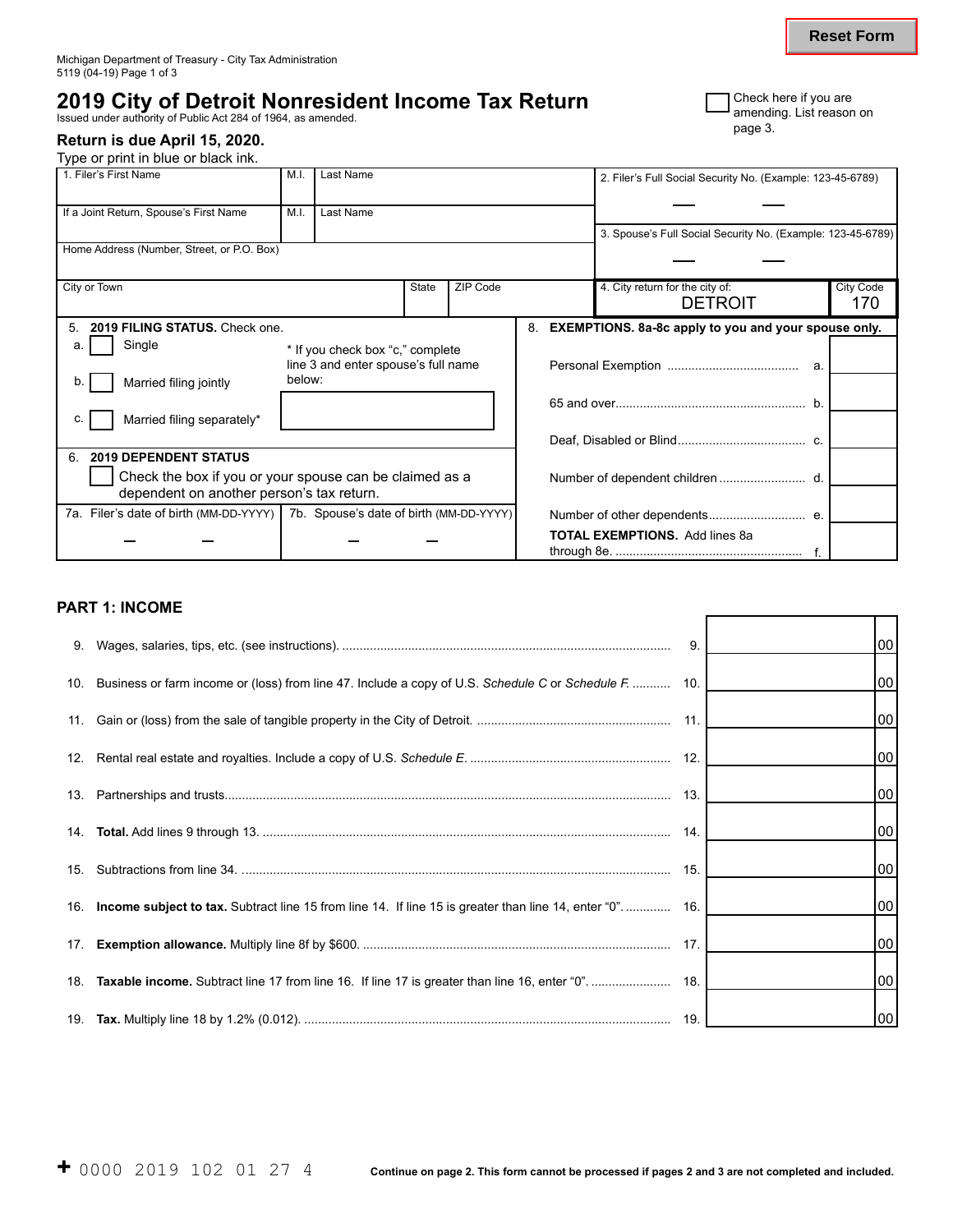Reset Form

Michigan Department of Treasury - City Tax Administration
5119 (04-19) Page 1 of 3

# 2019 City of Detroit Nonresident Income Tax Return

Issued under authority of Public Act 284 of 1964, as amended.

☐ Check here if you are amending. List reason on page 3.

**Return is due April 15, 2020.**

Type or print in blue or black ink.

| 1. Filer's First Name | M.I. | Last Name | 2. Filer's Full Social Security No. (Example: 123-45-6789) |
|---|---|---|---|
| If a Joint Return, Spouse's First Name | M.I. | Last Name | 3. Spouse's Full Social Security No. (Example: 123-45-6789) |
| Home Address (Number, Street, or P.O. Box) | | | |
| City or Town | State | ZIP Code | 4. City return for the city of: DETROIT — City Code 170 |

**5. 2019 FILING STATUS.** Check one.

- a. ☐ Single
- b. ☐ Married filing jointly
- c. ☐ Married filing separately*

\* If you check box "c," complete line 3 and enter spouse's full name below:

**6. 2019 DEPENDENT STATUS**

☐ Check the box if you or your spouse can be claimed as a dependent on another person's tax return.

7a. Filer's date of birth (MM-DD-YYYY)

7b. Spouse's date of birth (MM-DD-YYYY)

**8. EXEMPTIONS. 8a-8c apply to you and your spouse only.**

| | Line | |
|---|---|---|
| Personal Exemption | a. | |
| 65 and over | b. | |
| Deaf, Disabled or Blind | c. | |
| Number of dependent children | d. | |
| Number of other dependents | e. | |
| **TOTAL EXEMPTIONS.** Add lines 8a through 8e. | f. | |

## PART 1: INCOME

| | Description | Line | Amount |
|---|---|---|---|
| 9. | Wages, salaries, tips, etc. (see instructions). | 9. | 00 |
| 10. | Business or farm income or (loss) from line 47. Include a copy of U.S. *Schedule C* or *Schedule F*. | 10. | 00 |
| 11. | Gain or (loss) from the sale of tangible property in the City of Detroit. | 11. | 00 |
| 12. | Rental real estate and royalties. Include a copy of U.S. *Schedule E*. | 12. | 00 |
| 13. | Partnerships and trusts | 13. | 00 |
| 14. | **Total.** Add lines 9 through 13. | 14. | 00 |
| 15. | Subtractions from line 34. | 15. | 00 |
| 16. | **Income subject to tax.** Subtract line 15 from line 14. If line 15 is greater than line 14, enter "0". | 16. | 00 |
| 17. | **Exemption allowance.** Multiply line 8f by $600. | 17. | 00 |
| 18. | **Taxable income.** Subtract line 17 from line 16. If line 17 is greater than line 16, enter "0". | 18. | 00 |
| 19. | **Tax.** Multiply line 18 by 1.2% (0.012). | 19. | 00 |

+ 0000 2019 102 01 27 4

**Continue on page 2. This form cannot be processed if pages 2 and 3 are not completed and included.**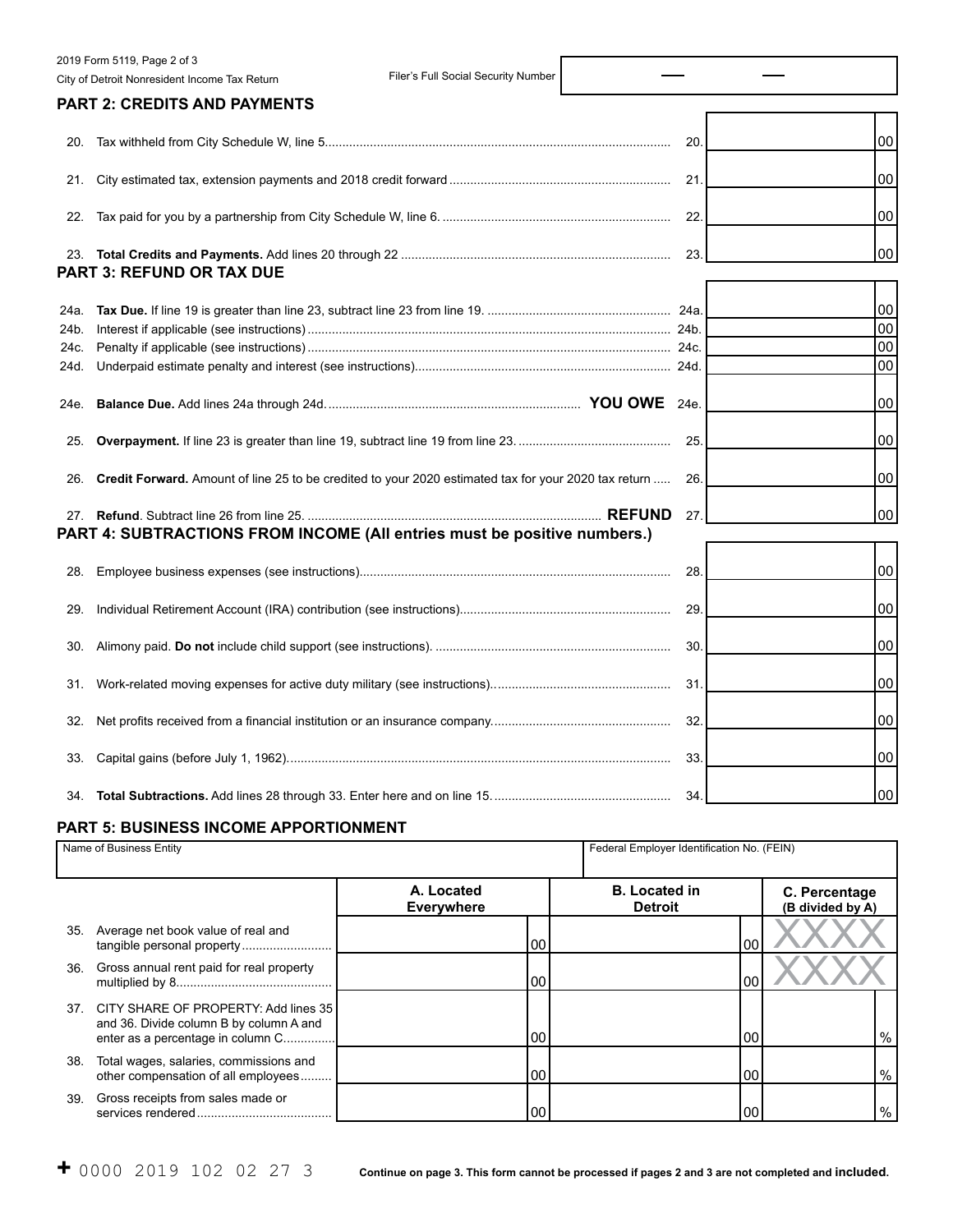2019 Form 5119, Page 2 of 3

City of Detroit Nonresident Income Tax Return

Filer's Full Social Security Number

## PART 2: CREDITS AND PAYMENTS

| | | | |
|---|---|---|---|
| 20. | Tax withheld from City Schedule W, line 5 | 20. | 00 |
| 21. | City estimated tax, extension payments and 2018 credit forward | 21. | 00 |
| 22. | Tax paid for you by a partnership from City Schedule W, line 6. | 22. | 00 |
| 23. | **Total Credits and Payments.** Add lines 20 through 22 | 23. | 00 |

## PART 3: REFUND OR TAX DUE

| | | | |
|---|---|---|---|
| 24a. | **Tax Due.** If line 19 is greater than line 23, subtract line 23 from line 19. | 24a. | 00 |
| 24b. | Interest if applicable (see instructions) | 24b. | 00 |
| 24c. | Penalty if applicable (see instructions) | 24c. | 00 |
| 24d. | Underpaid estimate penalty and interest (see instructions) | 24d. | 00 |
| 24e. | **Balance Due.** Add lines 24a through 24d. **YOU OWE** | 24e. | 00 |
| 25. | **Overpayment.** If line 23 is greater than line 19, subtract line 19 from line 23. | 25. | 00 |
| 26. | **Credit Forward.** Amount of line 25 to be credited to your 2020 estimated tax for your 2020 tax return | 26. | 00 |
| 27. | **Refund**. Subtract line 26 from line 25. **REFUND** | 27. | 00 |

## PART 4: SUBTRACTIONS FROM INCOME (All entries must be positive numbers.)

| | | | |
|---|---|---|---|
| 28. | Employee business expenses (see instructions) | 28. | 00 |
| 29. | Individual Retirement Account (IRA) contribution (see instructions) | 29. | 00 |
| 30. | Alimony paid. **Do not** include child support (see instructions). | 30. | 00 |
| 31. | Work-related moving expenses for active duty military (see instructions). | 31. | 00 |
| 32. | Net profits received from a financial institution or an insurance company. | 32. | 00 |
| 33. | Capital gains (before July 1, 1962). | 33. | 00 |
| 34. | **Total Subtractions.** Add lines 28 through 33. Enter here and on line 15. | 34. | 00 |

## PART 5: BUSINESS INCOME APPORTIONMENT

Name of Business Entity | Federal Employer Identification No. (FEIN)

| | | A. Located Everywhere | B. Located in Detroit | C. Percentage (B divided by A) |
|---|---|---|---|---|
| 35. | Average net book value of real and tangible personal property | 00 | 00 | XXXX |
| 36. | Gross annual rent paid for real property multiplied by 8 | 00 | 00 | XXXX |
| 37. | CITY SHARE OF PROPERTY: Add lines 35 and 36. Divide column B by column A and enter as a percentage in column C | 00 | 00 | % |
| 38. | Total wages, salaries, commissions and other compensation of all employees | 00 | 00 | % |
| 39. | Gross receipts from sales made or services rendered | 00 | 00 | % |

\+ 0000 2019 102 02 27 3

**Continue on page 3. This form cannot be processed if pages 2 and 3 are not completed and included.**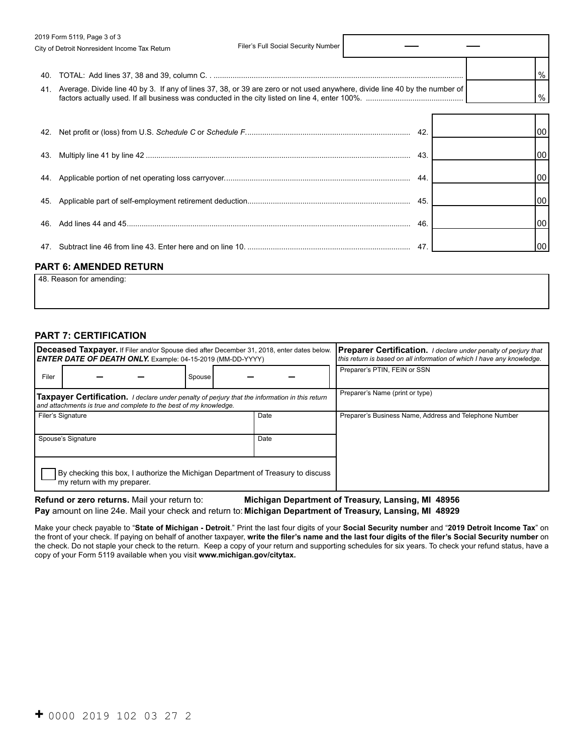Filer's Full Social Security Number

40. TOTAL: Add lines 37, 38 and 39, column C. . ............ %

41. Average. Divide line 40 by 3. If any of lines 37, 38, or 39 are zero or not used anywhere, divide line 40 by the number of factors actually used. If all business was conducted in the city listed on line 4, enter 100%. ............ %

| | | |
|---|---|---|
| 42. Net profit or (loss) from U.S. *Schedule C* or *Schedule F*. | 42. | 00 |
| 43. Multiply line 41 by line 42 | 43. | 00 |
| 44. Applicable portion of net operating loss carryover. | 44. | 00 |
| 45. Applicable part of self-employment retirement deduction. | 45. | 00 |
| 46. Add lines 44 and 45 | 46. | 00 |
| 47. Subtract line 46 from line 43. Enter here and on line 10. | 47. | 00 |

## PART 6: AMENDED RETURN

48. Reason for amending:

## PART 7: CERTIFICATION

**Deceased Taxpayer.** If Filer and/or Spouse died after December 31, 2018, enter dates below. ***ENTER DATE OF DEATH ONLY.*** Example: 04-15-2019 (MM-DD-YYYY)

Filer — — Spouse — —

**Taxpayer Certification.** *I declare under penalty of perjury that the information in this return and attachments is true and complete to the best of my knowledge.*

| | |
|---|---|
| Filer's Signature | Date |
| Spouse's Signature | Date |

☐ By checking this box, I authorize the Michigan Department of Treasury to discuss my return with my preparer.

**Preparer Certification.** *I declare under penalty of perjury that this return is based on all information of which I have any knowledge.*

Preparer's PTIN, FEIN or SSN

Preparer's Name (print or type)

Preparer's Business Name, Address and Telephone Number

**Refund or zero returns.** Mail your return to: **Michigan Department of Treasury, Lansing, MI 48956**

**Pay** amount on line 24e. Mail your check and return to: **Michigan Department of Treasury, Lansing, MI 48929**

Make your check payable to "**State of Michigan - Detroit**." Print the last four digits of your **Social Security number** and "**2019 Detroit Income Tax**" on the front of your check. If paying on behalf of another taxpayer, **write the filer's name and the last four digits of the filer's Social Security number** on the check. Do not staple your check to the return. Keep a copy of your return and supporting schedules for six years. To check your refund status, have a copy of your Form 5119 available when you visit **www.michigan.gov/citytax.**

+ 0000 2019 102 03 27 2